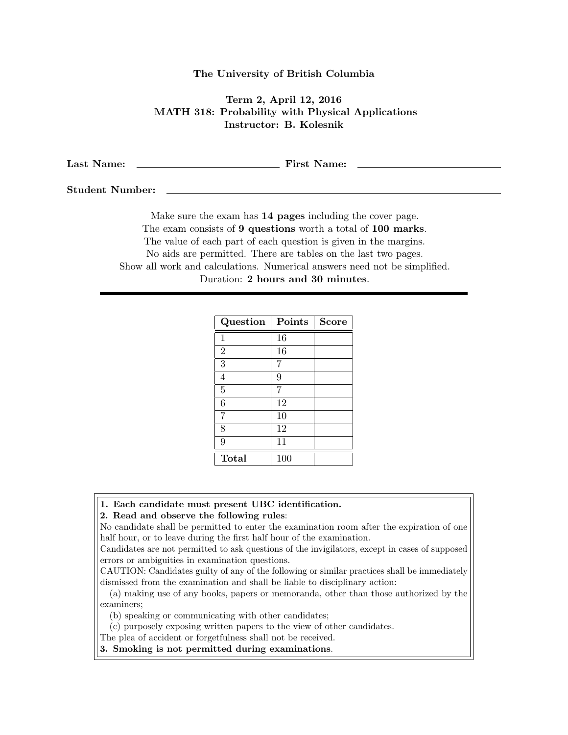**The University of British Columbia**

**Term 2, April 12, 2016**
**MATH 318: Probability with Physical Applications**
**Instructor: B. Kolesnik**

**Last Name:** ______________________ **First Name:** ______________________

**Student Number:** ______________________________________________

Make sure the exam has **14 pages** including the cover page.
The exam consists of **9 questions** worth a total of **100 marks**.
The value of each part of each question is given in the margins.
No aids are permitted. There are tables on the last two pages.
Show all work and calculations. Numerical answers need not be simplified.
Duration: **2 hours and 30 minutes**.

| Question | Points | Score |
|---|---|---|
| 1 | 16 | |
| 2 | 16 | |
| 3 | 7 | |
| 4 | 9 | |
| 5 | 7 | |
| 6 | 12 | |
| 7 | 10 | |
| 8 | 12 | |
| 9 | 11 | |
| **Total** | 100 | |

**1. Each candidate must present UBC identification.**
**2. Read and observe the following rules**:
No candidate shall be permitted to enter the examination room after the expiration of one half hour, or to leave during the first half hour of the examination.
Candidates are not permitted to ask questions of the invigilators, except in cases of supposed errors or ambiguities in examination questions.
CAUTION: Candidates guilty of any of the following or similar practices shall be immediately dismissed from the examination and shall be liable to disciplinary action:
(a) making use of any books, papers or memoranda, other than those authorized by the examiners;
(b) speaking or communicating with other candidates;
(c) purposely exposing written papers to the view of other candidates.
The plea of accident or forgetfulness shall not be received.
**3. Smoking is not permitted during examinations**.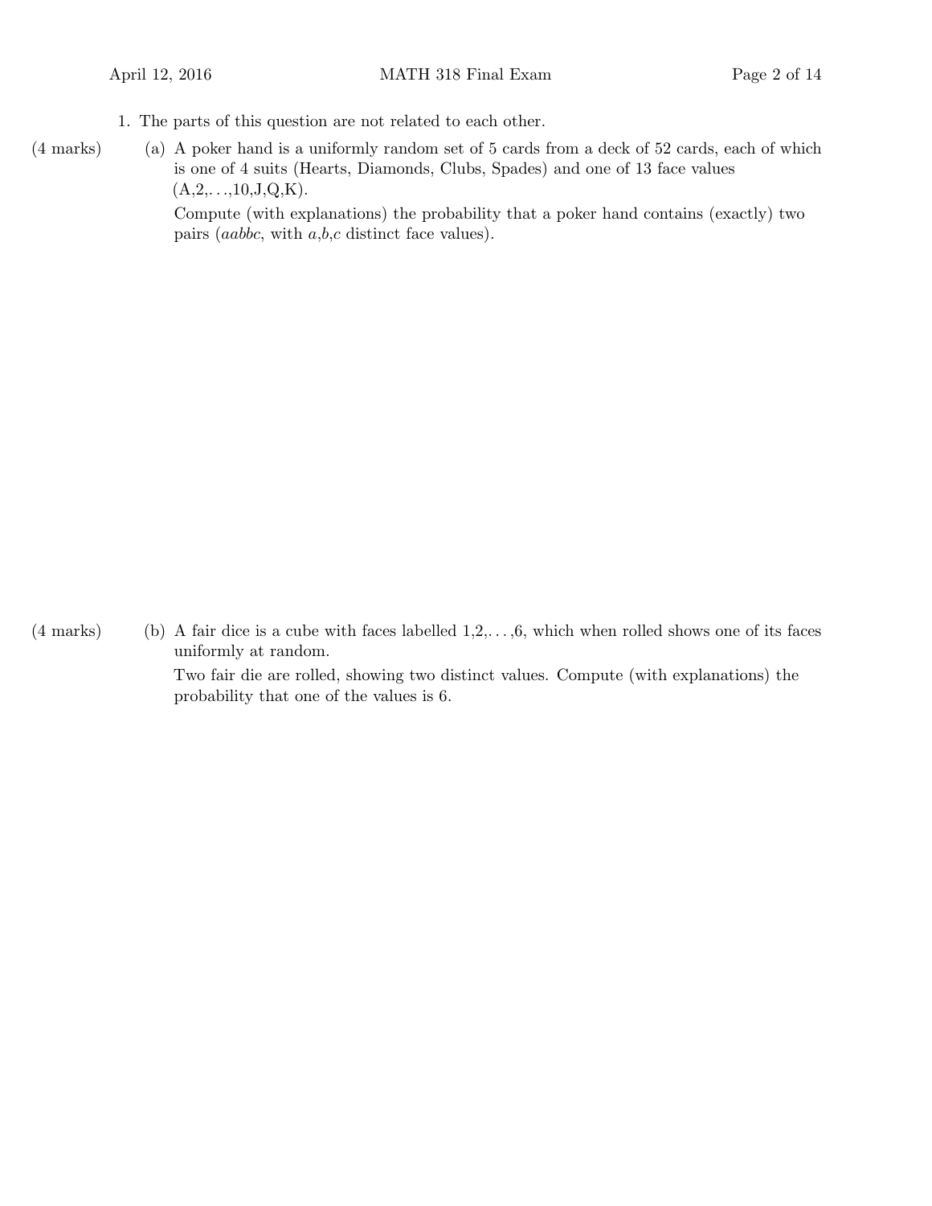1. The parts of this question are not related to each other.

(4 marks) (a) A poker hand is a uniformly random set of 5 cards from a deck of 52 cards, each of which is one of 4 suits (Hearts, Diamonds, Clubs, Spades) and one of 13 face values (A,2,. . .,10,J,Q,K).

Compute (with explanations) the probability that a poker hand contains (exactly) two pairs ($aabbc$, with $a$,$b$,$c$ distinct face values).

(4 marks) (b) A fair dice is a cube with faces labelled 1,2,. . . ,6, which when rolled shows one of its faces uniformly at random.

Two fair die are rolled, showing two distinct values. Compute (with explanations) the probability that one of the values is 6.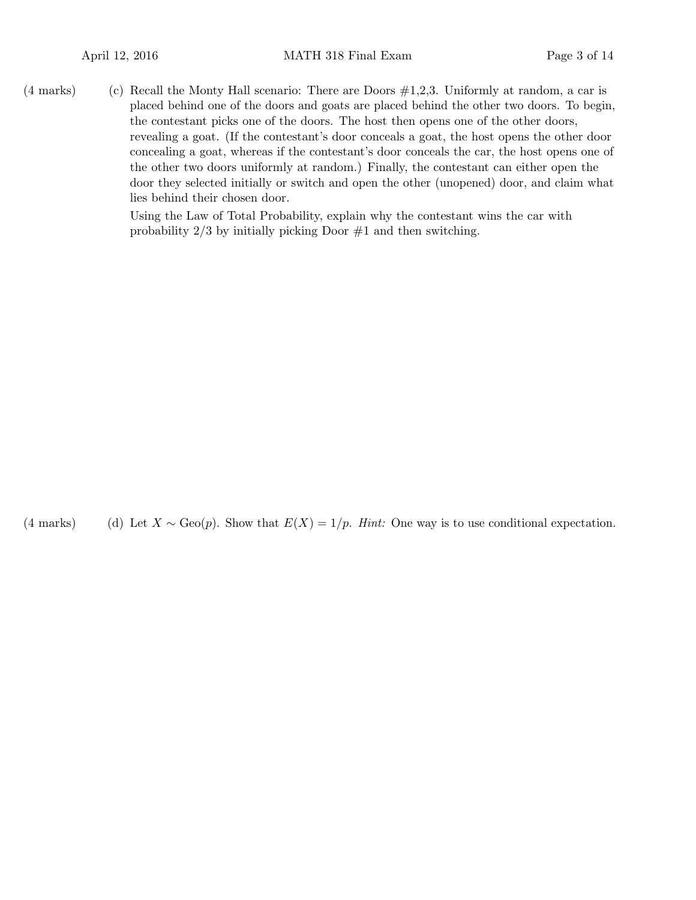(4 marks) (c) Recall the Monty Hall scenario: There are Doors #1,2,3. Uniformly at random, a car is placed behind one of the doors and goats are placed behind the other two doors. To begin, the contestant picks one of the doors. The host then opens one of the other doors, revealing a goat. (If the contestant's door conceals a goat, the host opens the other door concealing a goat, whereas if the contestant's door conceals the car, the host opens one of the other two doors uniformly at random.) Finally, the contestant can either open the door they selected initially or switch and open the other (unopened) door, and claim what lies behind their chosen door.

Using the Law of Total Probability, explain why the contestant wins the car with probability $2/3$ by initially picking Door #1 and then switching.

(4 marks) (d) Let $X \sim \text{Geo}(p)$. Show that $E(X) = 1/p$. *Hint:* One way is to use conditional expectation.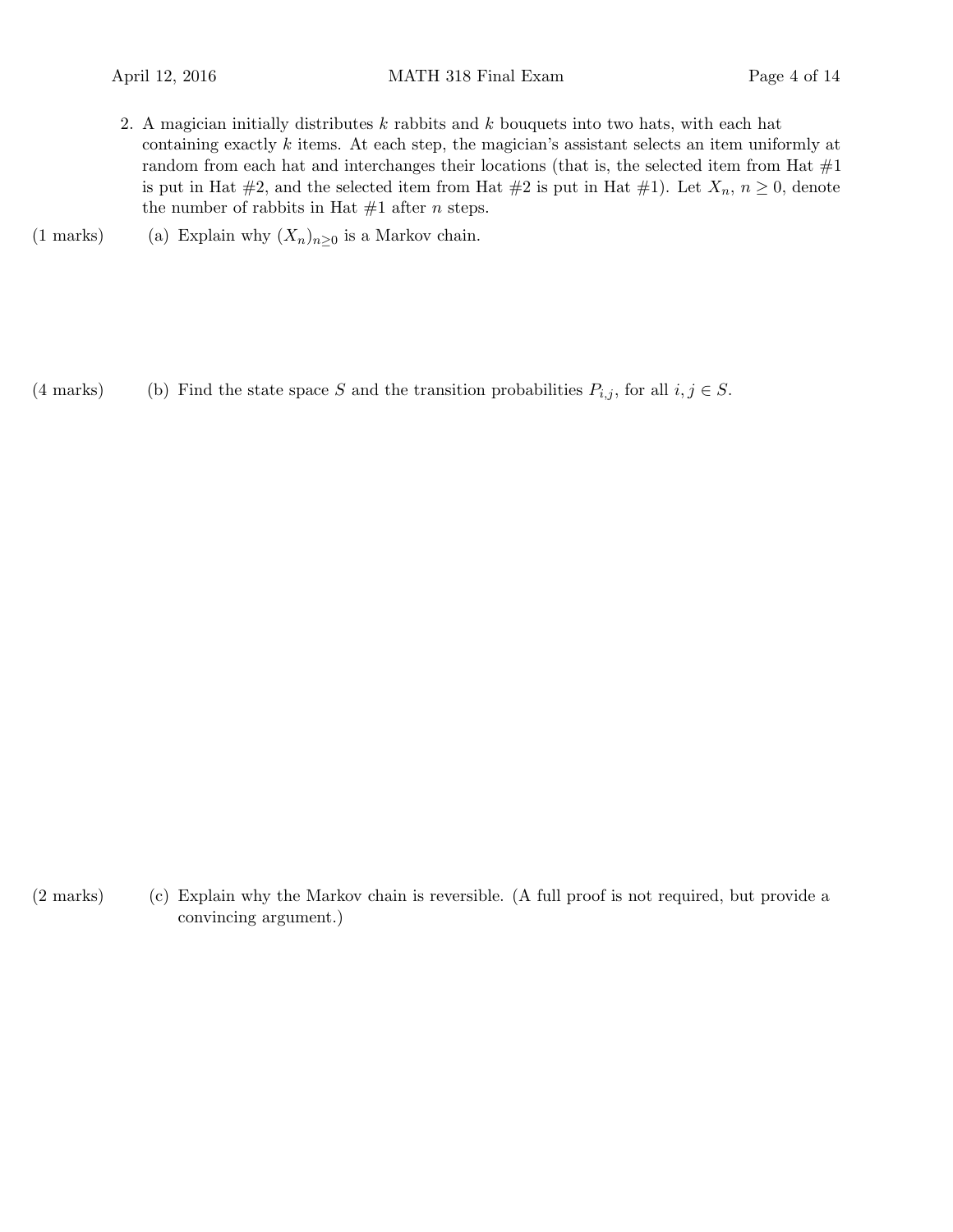2. A magician initially distributes $k$ rabbits and $k$ bouquets into two hats, with each hat containing exactly $k$ items. At each step, the magician's assistant selects an item uniformly at random from each hat and interchanges their locations (that is, the selected item from Hat #1 is put in Hat #2, and the selected item from Hat #2 is put in Hat #1). Let $X_n$, $n \geq 0$, denote the number of rabbits in Hat #1 after $n$ steps.

(1 marks) (a) Explain why $(X_n)_{n \geq 0}$ is a Markov chain.

(4 marks) (b) Find the state space $S$ and the transition probabilities $P_{i,j}$, for all $i, j \in S$.

(2 marks) (c) Explain why the Markov chain is reversible. (A full proof is not required, but provide a convincing argument.)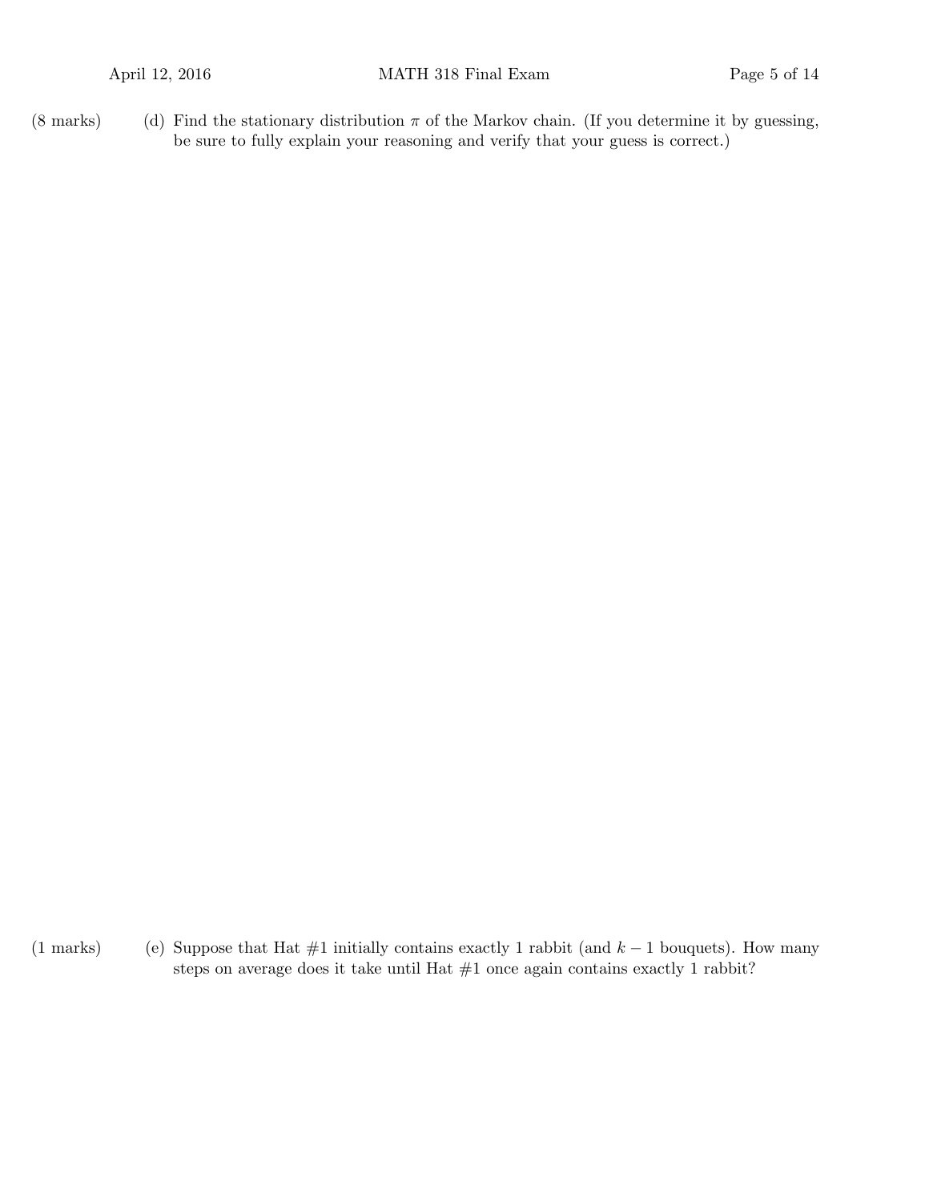(8 marks) (d) Find the stationary distribution $\pi$ of the Markov chain. (If you determine it by guessing, be sure to fully explain your reasoning and verify that your guess is correct.)

(1 marks) (e) Suppose that Hat #1 initially contains exactly 1 rabbit (and $k-1$ bouquets). How many steps on average does it take until Hat #1 once again contains exactly 1 rabbit?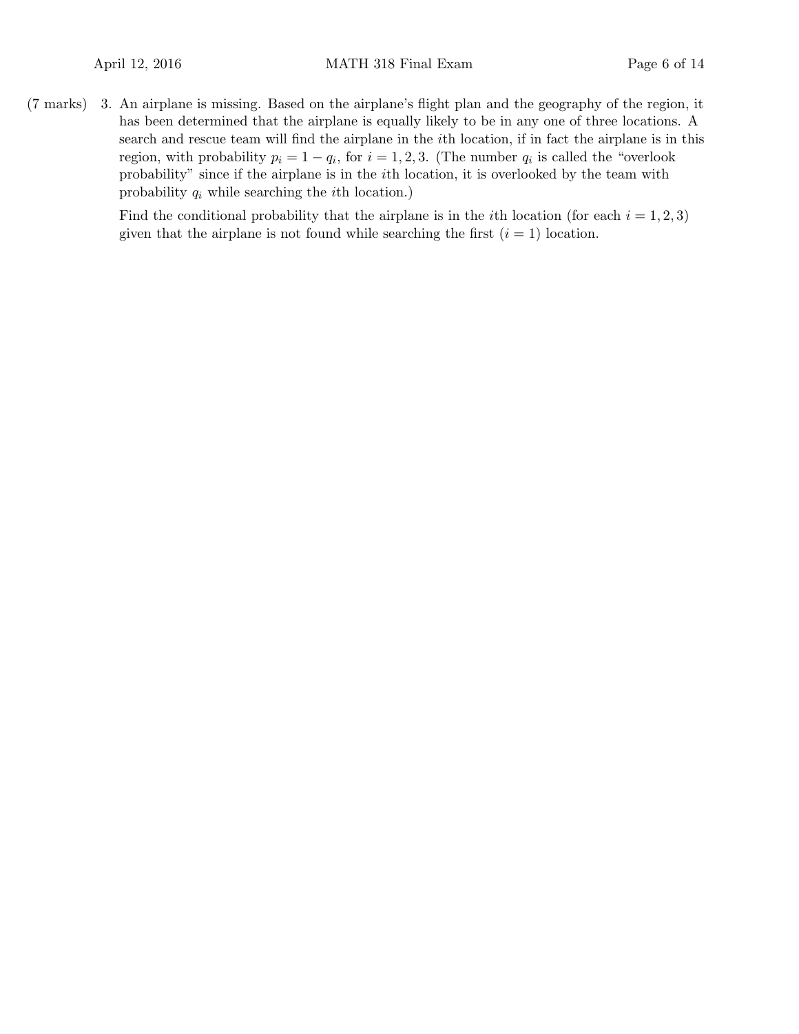(7 marks) 3. An airplane is missing. Based on the airplane's flight plan and the geography of the region, it has been determined that the airplane is equally likely to be in any one of three locations. A search and rescue team will find the airplane in the $i$th location, if in fact the airplane is in this region, with probability $p_i = 1 - q_i$, for $i = 1, 2, 3$. (The number $q_i$ is called the "overlook probability" since if the airplane is in the $i$th location, it is overlooked by the team with probability $q_i$ while searching the $i$th location.)

Find the conditional probability that the airplane is in the $i$th location (for each $i = 1, 2, 3$) given that the airplane is not found while searching the first ($i = 1$) location.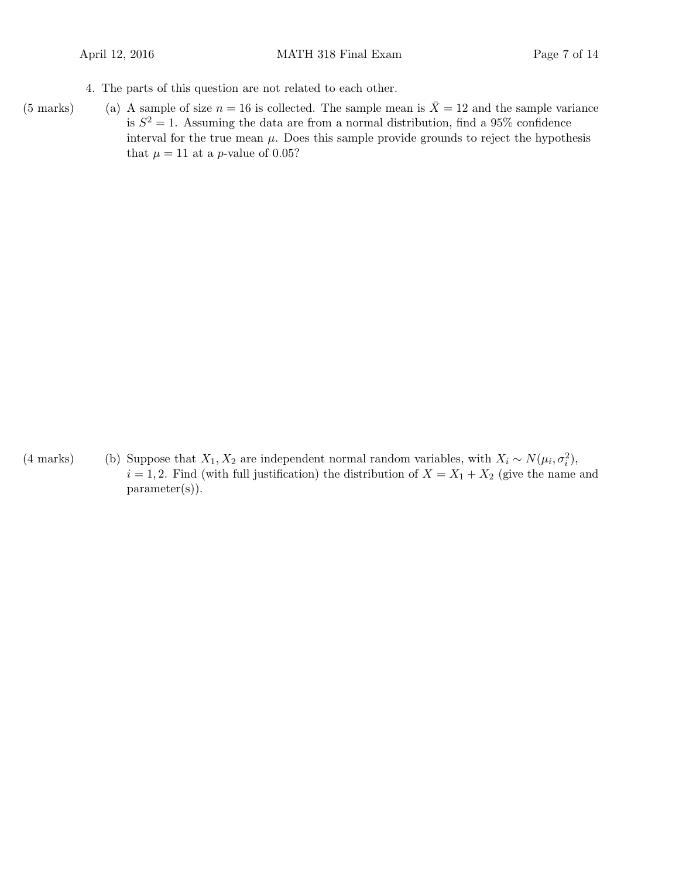4. The parts of this question are not related to each other.

(5 marks) (a) A sample of size $n = 16$ is collected. The sample mean is $\bar{X} = 12$ and the sample variance is $S^2 = 1$. Assuming the data are from a normal distribution, find a 95% confidence interval for the true mean $\mu$. Does this sample provide grounds to reject the hypothesis that $\mu = 11$ at a $p$-value of 0.05?

(4 marks) (b) Suppose that $X_1, X_2$ are independent normal random variables, with $X_i \sim N(\mu_i, \sigma_i^2)$, $i = 1, 2$. Find (with full justification) the distribution of $X = X_1 + X_2$ (give the name and parameter(s)).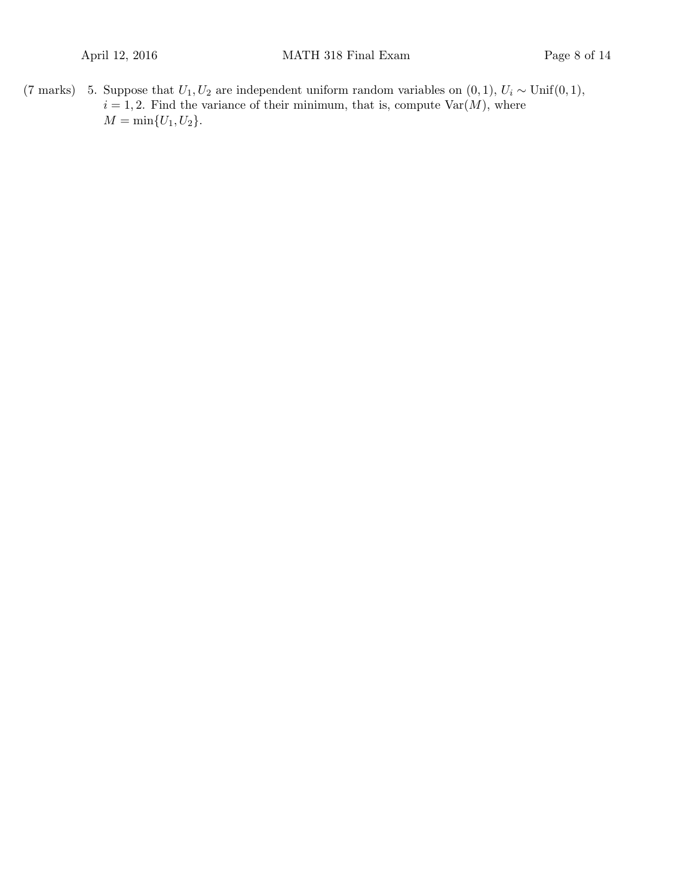(7 marks) 5. Suppose that $U_1, U_2$ are independent uniform random variables on $(0, 1)$, $U_i \sim \text{Unif}(0, 1)$, $i = 1, 2$. Find the variance of their minimum, that is, compute $\text{Var}(M)$, where $M = \min\{U_1, U_2\}$.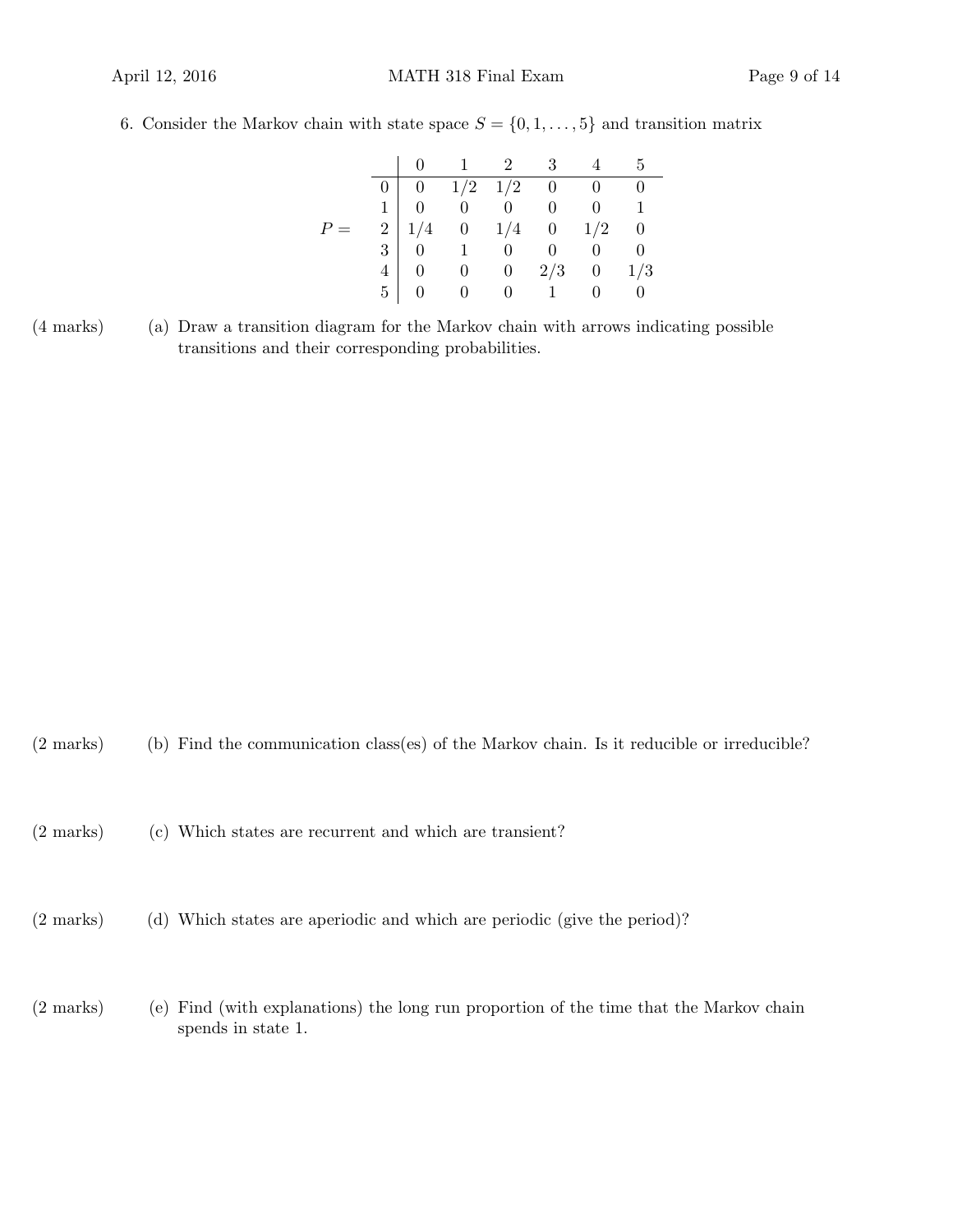6. Consider the Markov chain with state space $S = \{0, 1, \ldots, 5\}$ and transition matrix

$$P = \begin{array}{c|cccccc} & 0 & 1 & 2 & 3 & 4 & 5 \\ \hline 0 & 0 & 1/2 & 1/2 & 0 & 0 & 0 \\ 1 & 0 & 0 & 0 & 0 & 0 & 1 \\ 2 & 1/4 & 0 & 1/4 & 0 & 1/2 & 0 \\ 3 & 0 & 1 & 0 & 0 & 0 & 0 \\ 4 & 0 & 0 & 0 & 2/3 & 0 & 1/3 \\ 5 & 0 & 0 & 0 & 1 & 0 & 0 \end{array}$$

(4 marks) (a) Draw a transition diagram for the Markov chain with arrows indicating possible transitions and their corresponding probabilities.

(2 marks) (b) Find the communication class(es) of the Markov chain. Is it reducible or irreducible?

(2 marks) (c) Which states are recurrent and which are transient?

(2 marks) (d) Which states are aperiodic and which are periodic (give the period)?

(2 marks) (e) Find (with explanations) the long run proportion of the time that the Markov chain spends in state 1.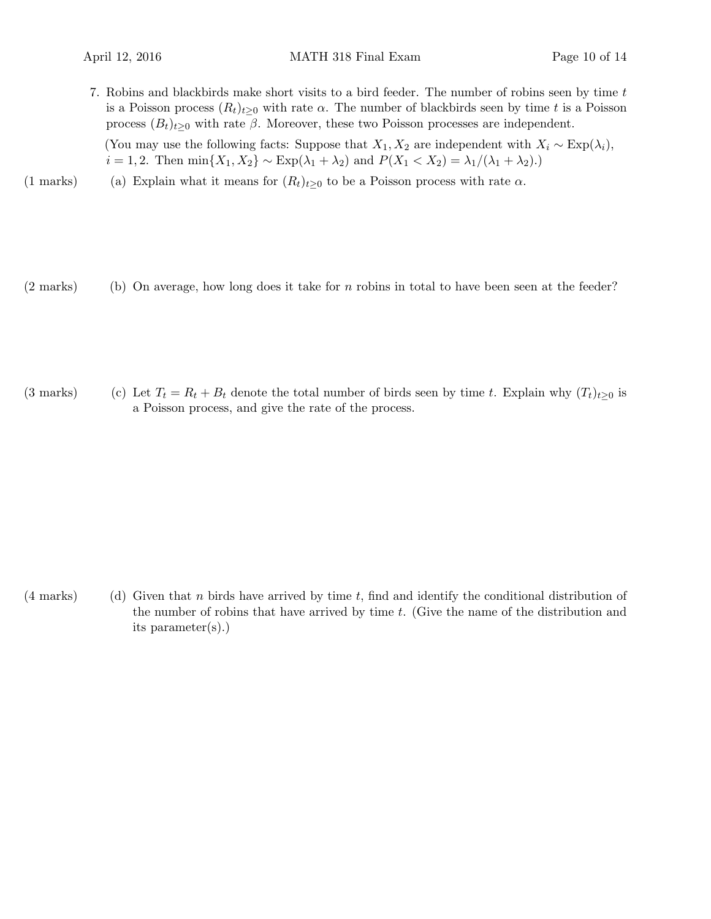7. Robins and blackbirds make short visits to a bird feeder. The number of robins seen by time $t$ is a Poisson process $(R_t)_{t\geq 0}$ with rate $\alpha$. The number of blackbirds seen by time $t$ is a Poisson process $(B_t)_{t\geq 0}$ with rate $\beta$. Moreover, these two Poisson processes are independent.

   (You may use the following facts: Suppose that $X_1, X_2$ are independent with $X_i \sim \text{Exp}(\lambda_i)$, $i = 1, 2$. Then $\min\{X_1, X_2\} \sim \text{Exp}(\lambda_1 + \lambda_2)$ and $P(X_1 < X_2) = \lambda_1/(\lambda_1 + \lambda_2)$.)

(1 marks) (a) Explain what it means for $(R_t)_{t\geq 0}$ to be a Poisson process with rate $\alpha$.

(2 marks) (b) On average, how long does it take for $n$ robins in total to have been seen at the feeder?

(3 marks) (c) Let $T_t = R_t + B_t$ denote the total number of birds seen by time $t$. Explain why $(T_t)_{t\geq 0}$ is a Poisson process, and give the rate of the process.

(4 marks) (d) Given that $n$ birds have arrived by time $t$, find and identify the conditional distribution of the number of robins that have arrived by time $t$. (Give the name of the distribution and its parameter(s).)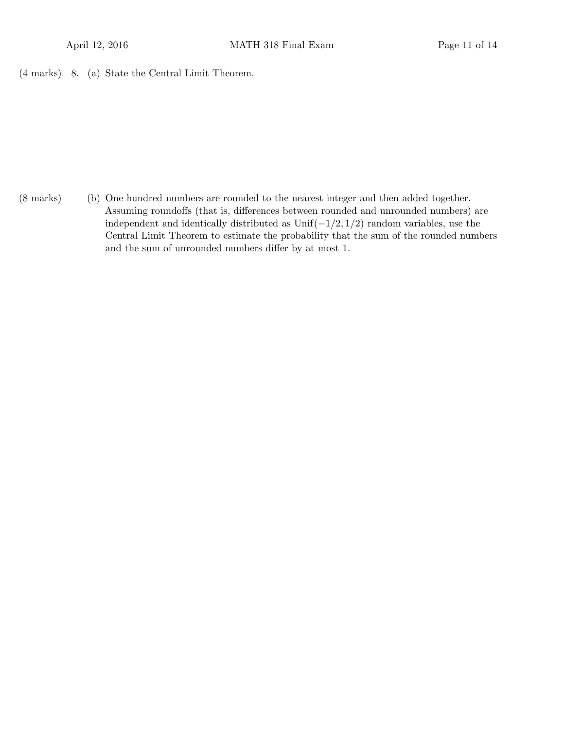(4 marks) 8. (a) State the Central Limit Theorem.

(8 marks) (b) One hundred numbers are rounded to the nearest integer and then added together. Assuming roundoffs (that is, differences between rounded and unrounded numbers) are independent and identically distributed as $\text{Unif}(-1/2, 1/2)$ random variables, use the Central Limit Theorem to estimate the probability that the sum of the rounded numbers and the sum of unrounded numbers differ by at most 1.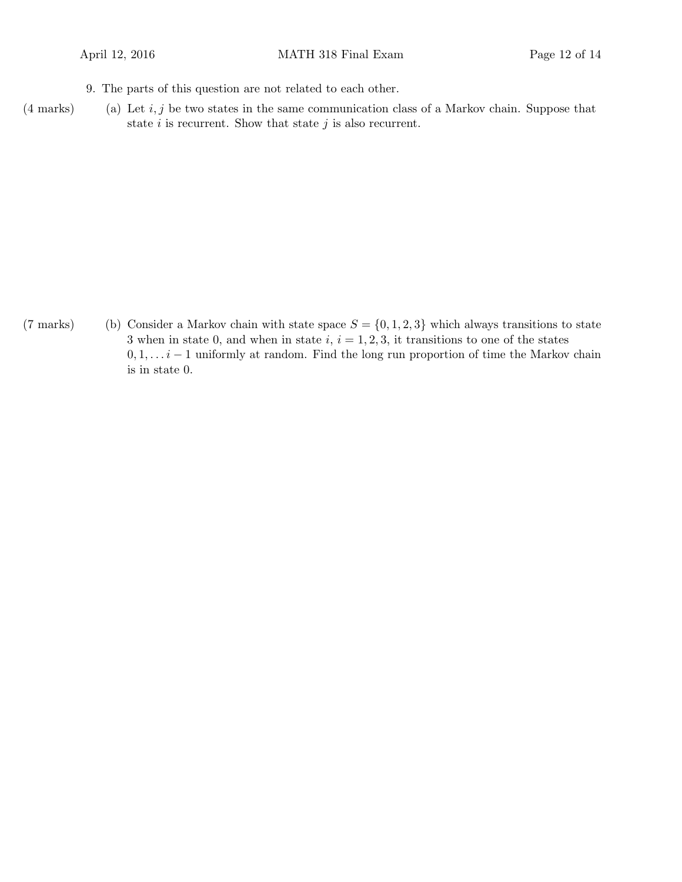9. The parts of this question are not related to each other.

(4 marks) (a) Let $i, j$ be two states in the same communication class of a Markov chain. Suppose that state $i$ is recurrent. Show that state $j$ is also recurrent.

(7 marks) (b) Consider a Markov chain with state space $S = \{0, 1, 2, 3\}$ which always transitions to state 3 when in state 0, and when in state $i$, $i = 1, 2, 3$, it transitions to one of the states $0, 1, \ldots i - 1$ uniformly at random. Find the long run proportion of time the Markov chain is in state 0.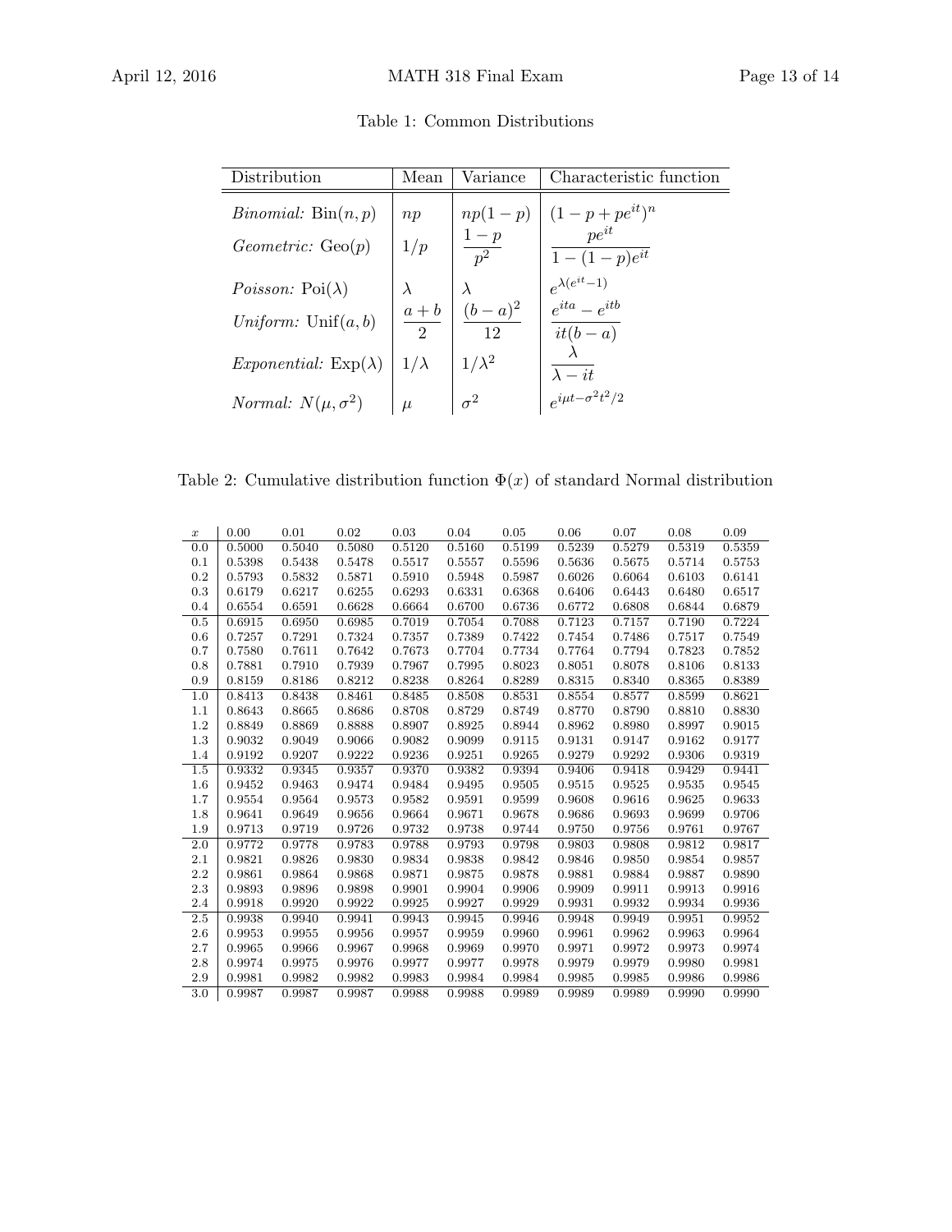Table 1: Common Distributions

| Distribution | Mean | Variance | Characteristic function |
|---|---|---|---|
| *Binomial:* $\mathrm{Bin}(n, p)$ | $np$ | $np(1-p)$ | $(1-p+pe^{it})^n$ |
| *Geometric:* $\mathrm{Geo}(p)$ | $1/p$ | $\dfrac{1-p}{p^2}$ | $\dfrac{pe^{it}}{1-(1-p)e^{it}}$ |
| *Poisson:* $\mathrm{Poi}(\lambda)$ | $\lambda$ | $\lambda$ | $e^{\lambda(e^{it}-1)}$ |
| *Uniform:* $\mathrm{Unif}(a, b)$ | $\dfrac{a+b}{2}$ | $\dfrac{(b-a)^2}{12}$ | $\dfrac{e^{ita}-e^{itb}}{it(b-a)}$ |
| *Exponential:* $\mathrm{Exp}(\lambda)$ | $1/\lambda$ | $1/\lambda^2$ | $\dfrac{\lambda}{\lambda - it}$ |
| *Normal:* $N(\mu, \sigma^2)$ | $\mu$ | $\sigma^2$ | $e^{i\mu t - \sigma^2 t^2/2}$ |

Table 2: Cumulative distribution function $\Phi(x)$ of standard Normal distribution

| $x$ | 0.00 | 0.01 | 0.02 | 0.03 | 0.04 | 0.05 | 0.06 | 0.07 | 0.08 | 0.09 |
|---|---|---|---|---|---|---|---|---|---|---|
| 0.0 | 0.5000 | 0.5040 | 0.5080 | 0.5120 | 0.5160 | 0.5199 | 0.5239 | 0.5279 | 0.5319 | 0.5359 |
| 0.1 | 0.5398 | 0.5438 | 0.5478 | 0.5517 | 0.5557 | 0.5596 | 0.5636 | 0.5675 | 0.5714 | 0.5753 |
| 0.2 | 0.5793 | 0.5832 | 0.5871 | 0.5910 | 0.5948 | 0.5987 | 0.6026 | 0.6064 | 0.6103 | 0.6141 |
| 0.3 | 0.6179 | 0.6217 | 0.6255 | 0.6293 | 0.6331 | 0.6368 | 0.6406 | 0.6443 | 0.6480 | 0.6517 |
| 0.4 | 0.6554 | 0.6591 | 0.6628 | 0.6664 | 0.6700 | 0.6736 | 0.6772 | 0.6808 | 0.6844 | 0.6879 |
| 0.5 | 0.6915 | 0.6950 | 0.6985 | 0.7019 | 0.7054 | 0.7088 | 0.7123 | 0.7157 | 0.7190 | 0.7224 |
| 0.6 | 0.7257 | 0.7291 | 0.7324 | 0.7357 | 0.7389 | 0.7422 | 0.7454 | 0.7486 | 0.7517 | 0.7549 |
| 0.7 | 0.7580 | 0.7611 | 0.7642 | 0.7673 | 0.7704 | 0.7734 | 0.7764 | 0.7794 | 0.7823 | 0.7852 |
| 0.8 | 0.7881 | 0.7910 | 0.7939 | 0.7967 | 0.7995 | 0.8023 | 0.8051 | 0.8078 | 0.8106 | 0.8133 |
| 0.9 | 0.8159 | 0.8186 | 0.8212 | 0.8238 | 0.8264 | 0.8289 | 0.8315 | 0.8340 | 0.8365 | 0.8389 |
| 1.0 | 0.8413 | 0.8438 | 0.8461 | 0.8485 | 0.8508 | 0.8531 | 0.8554 | 0.8577 | 0.8599 | 0.8621 |
| 1.1 | 0.8643 | 0.8665 | 0.8686 | 0.8708 | 0.8729 | 0.8749 | 0.8770 | 0.8790 | 0.8810 | 0.8830 |
| 1.2 | 0.8849 | 0.8869 | 0.8888 | 0.8907 | 0.8925 | 0.8944 | 0.8962 | 0.8980 | 0.8997 | 0.9015 |
| 1.3 | 0.9032 | 0.9049 | 0.9066 | 0.9082 | 0.9099 | 0.9115 | 0.9131 | 0.9147 | 0.9162 | 0.9177 |
| 1.4 | 0.9192 | 0.9207 | 0.9222 | 0.9236 | 0.9251 | 0.9265 | 0.9279 | 0.9292 | 0.9306 | 0.9319 |
| 1.5 | 0.9332 | 0.9345 | 0.9357 | 0.9370 | 0.9382 | 0.9394 | 0.9406 | 0.9418 | 0.9429 | 0.9441 |
| 1.6 | 0.9452 | 0.9463 | 0.9474 | 0.9484 | 0.9495 | 0.9505 | 0.9515 | 0.9525 | 0.9535 | 0.9545 |
| 1.7 | 0.9554 | 0.9564 | 0.9573 | 0.9582 | 0.9591 | 0.9599 | 0.9608 | 0.9616 | 0.9625 | 0.9633 |
| 1.8 | 0.9641 | 0.9649 | 0.9656 | 0.9664 | 0.9671 | 0.9678 | 0.9686 | 0.9693 | 0.9699 | 0.9706 |
| 1.9 | 0.9713 | 0.9719 | 0.9726 | 0.9732 | 0.9738 | 0.9744 | 0.9750 | 0.9756 | 0.9761 | 0.9767 |
| 2.0 | 0.9772 | 0.9778 | 0.9783 | 0.9788 | 0.9793 | 0.9798 | 0.9803 | 0.9808 | 0.9812 | 0.9817 |
| 2.1 | 0.9821 | 0.9826 | 0.9830 | 0.9834 | 0.9838 | 0.9842 | 0.9846 | 0.9850 | 0.9854 | 0.9857 |
| 2.2 | 0.9861 | 0.9864 | 0.9868 | 0.9871 | 0.9875 | 0.9878 | 0.9881 | 0.9884 | 0.9887 | 0.9890 |
| 2.3 | 0.9893 | 0.9896 | 0.9898 | 0.9901 | 0.9904 | 0.9906 | 0.9909 | 0.9911 | 0.9913 | 0.9916 |
| 2.4 | 0.9918 | 0.9920 | 0.9922 | 0.9925 | 0.9927 | 0.9929 | 0.9931 | 0.9932 | 0.9934 | 0.9936 |
| 2.5 | 0.9938 | 0.9940 | 0.9941 | 0.9943 | 0.9945 | 0.9946 | 0.9948 | 0.9949 | 0.9951 | 0.9952 |
| 2.6 | 0.9953 | 0.9955 | 0.9956 | 0.9957 | 0.9959 | 0.9960 | 0.9961 | 0.9962 | 0.9963 | 0.9964 |
| 2.7 | 0.9965 | 0.9966 | 0.9967 | 0.9968 | 0.9969 | 0.9970 | 0.9971 | 0.9972 | 0.9973 | 0.9974 |
| 2.8 | 0.9974 | 0.9975 | 0.9976 | 0.9977 | 0.9977 | 0.9978 | 0.9979 | 0.9979 | 0.9980 | 0.9981 |
| 2.9 | 0.9981 | 0.9982 | 0.9982 | 0.9983 | 0.9984 | 0.9984 | 0.9985 | 0.9985 | 0.9986 | 0.9986 |
| 3.0 | 0.9987 | 0.9987 | 0.9987 | 0.9988 | 0.9988 | 0.9989 | 0.9989 | 0.9989 | 0.9990 | 0.9990 |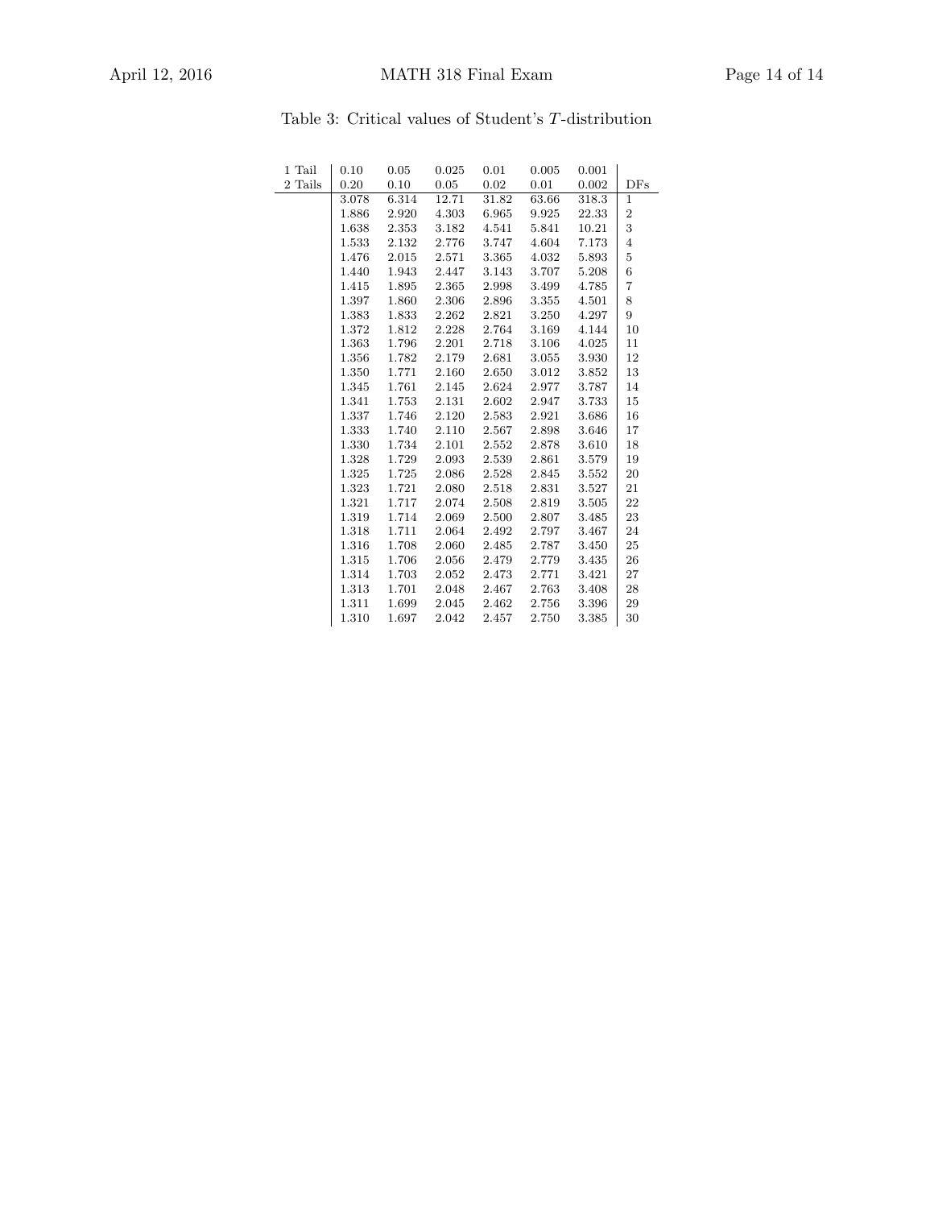Table 3: Critical values of Student's $T$-distribution

| 1 Tail | 0.10 | 0.05 | 0.025 | 0.01 | 0.005 | 0.001 | |
|---|---|---|---|---|---|---|---|
| 2 Tails | 0.20 | 0.10 | 0.05 | 0.02 | 0.01 | 0.002 | DFs |
| | 3.078 | 6.314 | 12.71 | 31.82 | 63.66 | 318.3 | 1 |
| | 1.886 | 2.920 | 4.303 | 6.965 | 9.925 | 22.33 | 2 |
| | 1.638 | 2.353 | 3.182 | 4.541 | 5.841 | 10.21 | 3 |
| | 1.533 | 2.132 | 2.776 | 3.747 | 4.604 | 7.173 | 4 |
| | 1.476 | 2.015 | 2.571 | 3.365 | 4.032 | 5.893 | 5 |
| | 1.440 | 1.943 | 2.447 | 3.143 | 3.707 | 5.208 | 6 |
| | 1.415 | 1.895 | 2.365 | 2.998 | 3.499 | 4.785 | 7 |
| | 1.397 | 1.860 | 2.306 | 2.896 | 3.355 | 4.501 | 8 |
| | 1.383 | 1.833 | 2.262 | 2.821 | 3.250 | 4.297 | 9 |
| | 1.372 | 1.812 | 2.228 | 2.764 | 3.169 | 4.144 | 10 |
| | 1.363 | 1.796 | 2.201 | 2.718 | 3.106 | 4.025 | 11 |
| | 1.356 | 1.782 | 2.179 | 2.681 | 3.055 | 3.930 | 12 |
| | 1.350 | 1.771 | 2.160 | 2.650 | 3.012 | 3.852 | 13 |
| | 1.345 | 1.761 | 2.145 | 2.624 | 2.977 | 3.787 | 14 |
| | 1.341 | 1.753 | 2.131 | 2.602 | 2.947 | 3.733 | 15 |
| | 1.337 | 1.746 | 2.120 | 2.583 | 2.921 | 3.686 | 16 |
| | 1.333 | 1.740 | 2.110 | 2.567 | 2.898 | 3.646 | 17 |
| | 1.330 | 1.734 | 2.101 | 2.552 | 2.878 | 3.610 | 18 |
| | 1.328 | 1.729 | 2.093 | 2.539 | 2.861 | 3.579 | 19 |
| | 1.325 | 1.725 | 2.086 | 2.528 | 2.845 | 3.552 | 20 |
| | 1.323 | 1.721 | 2.080 | 2.518 | 2.831 | 3.527 | 21 |
| | 1.321 | 1.717 | 2.074 | 2.508 | 2.819 | 3.505 | 22 |
| | 1.319 | 1.714 | 2.069 | 2.500 | 2.807 | 3.485 | 23 |
| | 1.318 | 1.711 | 2.064 | 2.492 | 2.797 | 3.467 | 24 |
| | 1.316 | 1.708 | 2.060 | 2.485 | 2.787 | 3.450 | 25 |
| | 1.315 | 1.706 | 2.056 | 2.479 | 2.779 | 3.435 | 26 |
| | 1.314 | 1.703 | 2.052 | 2.473 | 2.771 | 3.421 | 27 |
| | 1.313 | 1.701 | 2.048 | 2.467 | 2.763 | 3.408 | 28 |
| | 1.311 | 1.699 | 2.045 | 2.462 | 2.756 | 3.396 | 29 |
| | 1.310 | 1.697 | 2.042 | 2.457 | 2.750 | 3.385 | 30 |